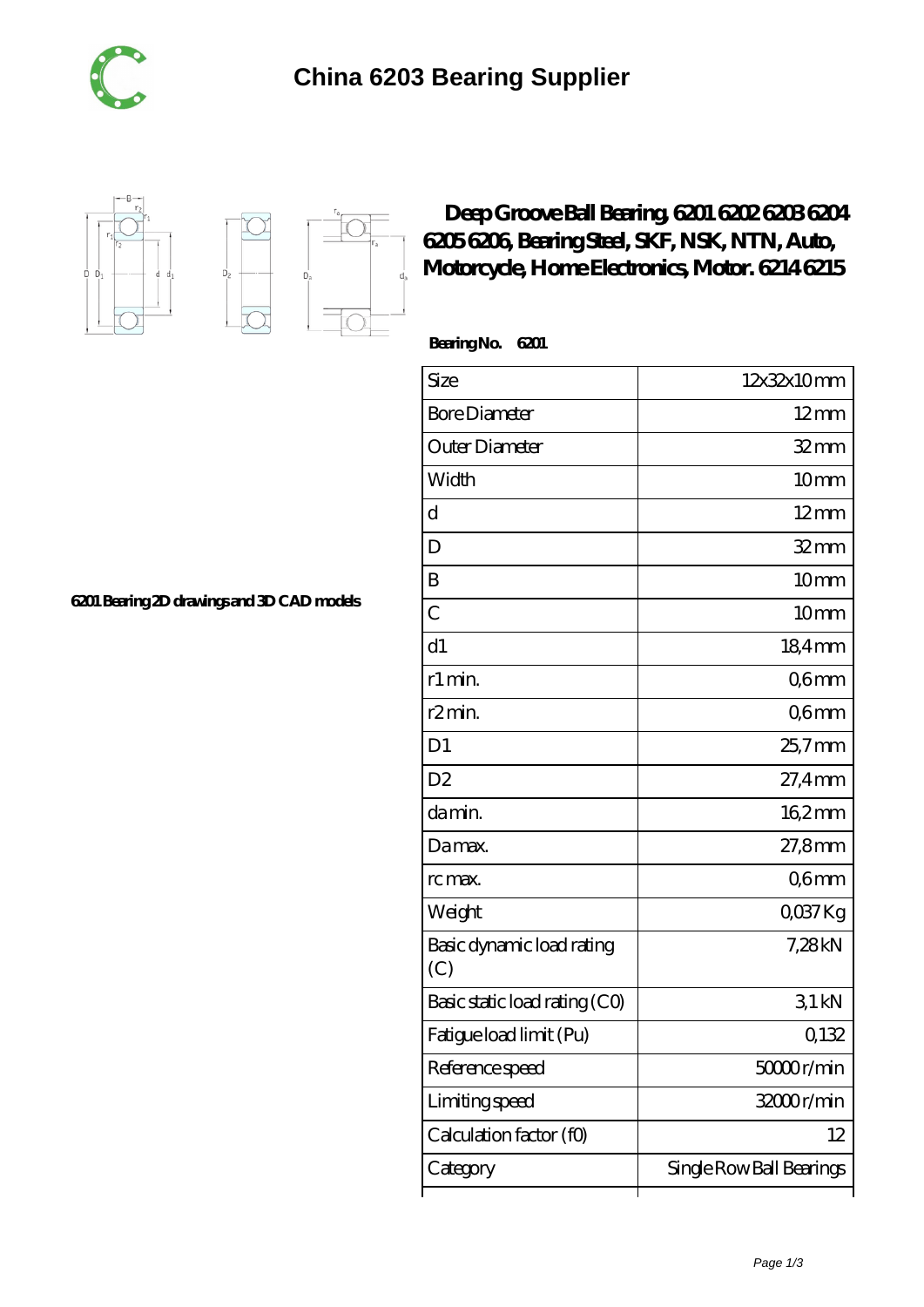# China 6203 Bearing Supplier

## Deep Groove Ball Bearing, 6201 6202 6203 6204 6205 6206, Bearing Steel, SKF, NSK, NTN, Auto, Motorcycle, Home Electronics, Motor. 6214 6215

**Bearing No. 6201**

| Size | 12x32x10 mm |
|---|---|
| Bore Diameter | 12 mm |
| Outer Diameter | 32 mm |
| Width | 10 mm |
| d | 12 mm |
| D | 32 mm |
| B | 10 mm |
| C | 10 mm |
| d1 | 18,4 mm |
| r1 min. | 0,6 mm |
| r2 min. | 0,6 mm |
| D1 | 25,7 mm |
| D2 | 27,4 mm |
| da min. | 16,2 mm |
| Da max. | 27,8 mm |
| rc max. | 0,6 mm |
| Weight | 0,037 Kg |
| Basic dynamic load rating (C) | 7,28 kN |
| Basic static load rating (C0) | 3,1 kN |
| Fatigue load limit (Pu) | 0,132 |
| Reference speed | 50000 r/min |
| Limiting speed | 32000 r/min |
| Calculation factor (f0) | 12 |
| Category | Single Row Ball Bearings |

**6201 Bearing 2D drawings and 3D CAD models**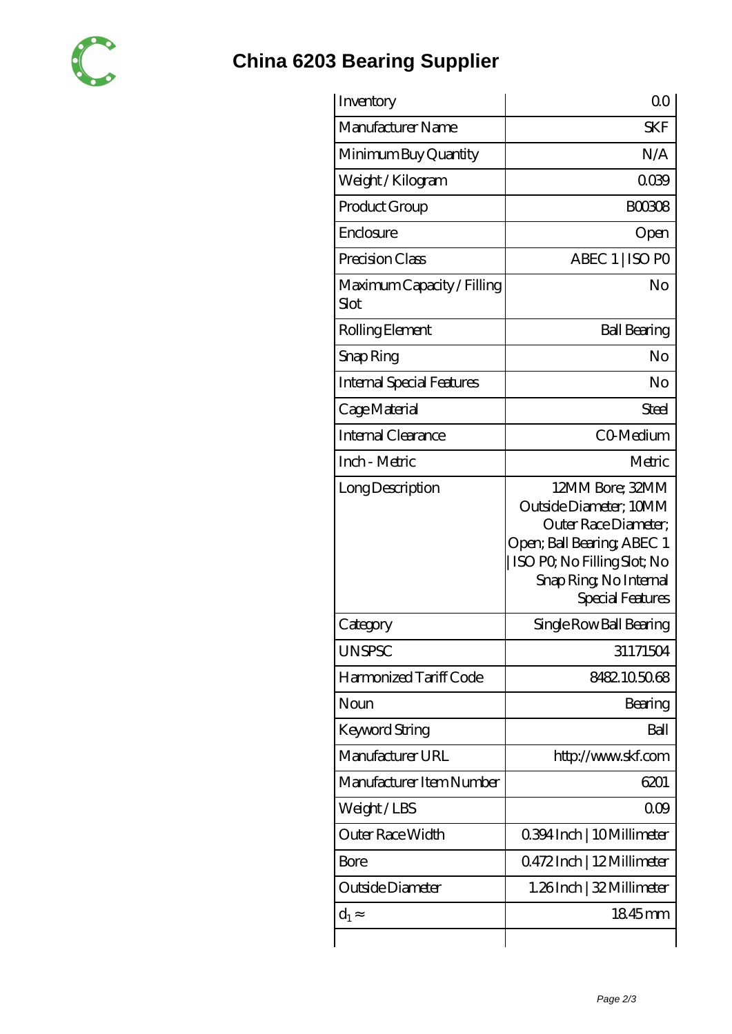# China 6203 Bearing Supplier

| | |
|---|---|
| Inventory | 0.0 |
| Manufacturer Name | SKF |
| Minimum Buy Quantity | N/A |
| Weight / Kilogram | 0.039 |
| Product Group | B00308 |
| Enclosure | Open |
| Precision Class | ABEC 1 \| ISO P0 |
| Maximum Capacity / Filling Slot | No |
| Rolling Element | Ball Bearing |
| Snap Ring | No |
| Internal Special Features | No |
| Cage Material | Steel |
| Internal Clearance | C0-Medium |
| Inch - Metric | Metric |
| Long Description | 12MM Bore; 32MM Outside Diameter; 10MM Outer Race Diameter; Open; Ball Bearing; ABEC 1 \| ISO P0; No Filling Slot; No Snap Ring; No Internal Special Features |
| Category | Single Row Ball Bearing |
| UNSPSC | 31171504 |
| Harmonized Tariff Code | 8482.10.50.68 |
| Noun | Bearing |
| Keyword String | Ball |
| Manufacturer URL | http://www.skf.com |
| Manufacturer Item Number | 6201 |
| Weight / LBS | 0.09 |
| Outer Race Width | 0.394 Inch \| 10 Millimeter |
| Bore | 0.472 Inch \| 12 Millimeter |
| Outside Diameter | 1.26 Inch \| 32 Millimeter |
| $d_1 \approx$ | 18.45 mm |
| | |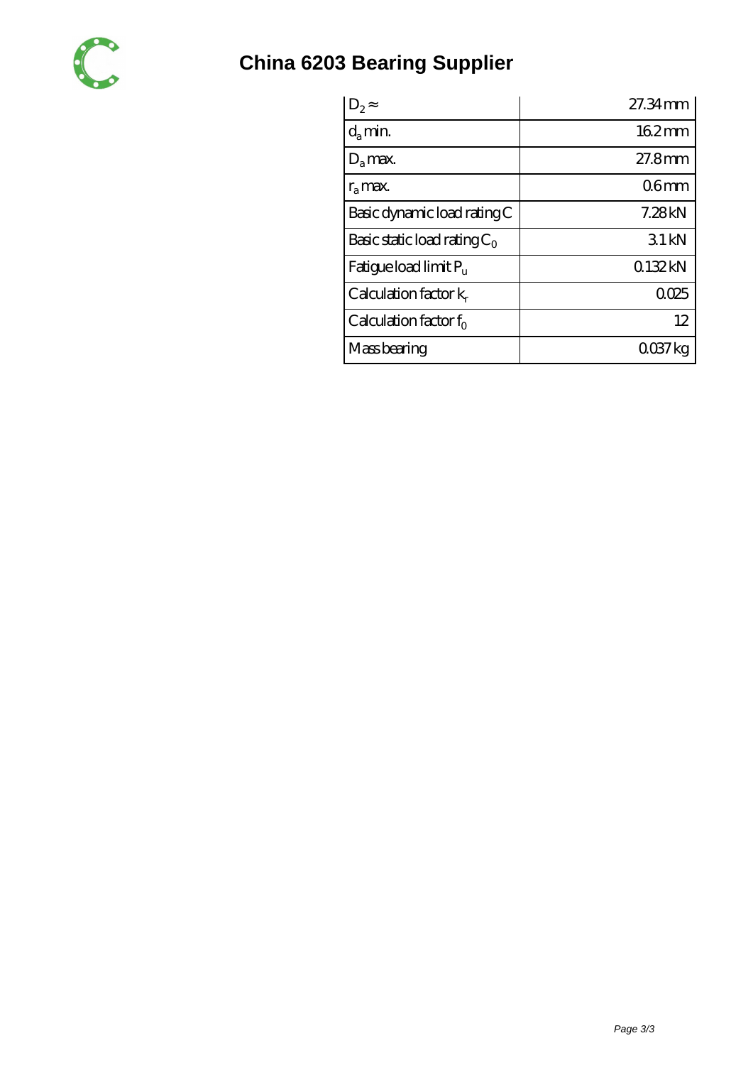# China 6203 Bearing Supplier

| | |
|---|---|
| $D_2 \approx$ | 27.34 mm |
| $d_a$ min. | 16.2 mm |
| $D_a$ max. | 27.8 mm |
| $r_a$ max. | 0.6 mm |
| Basic dynamic load rating C | 7.28 kN |
| Basic static load rating $C_0$ | 3.1 kN |
| Fatigue load limit $P_u$ | 0.132 kN |
| Calculation factor $k_r$ | 0.025 |
| Calculation factor $f_0$ | 12 |
| Mass bearing | 0.037 kg |